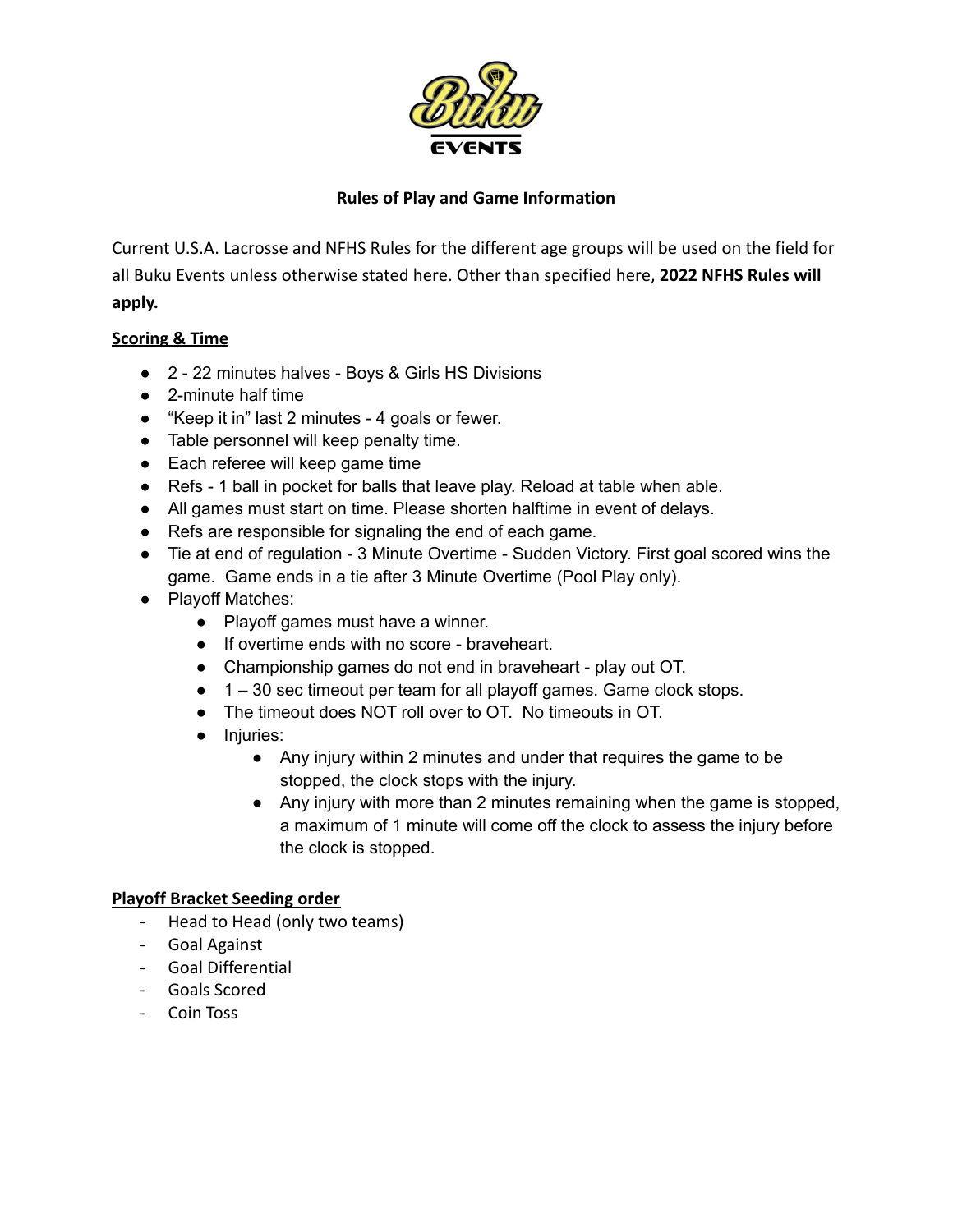# Rules of Play and Game Information

Current U.S.A. Lacrosse and NFHS Rules for the different age groups will be used on the field for all Buku Events unless otherwise stated here. Other than specified here, **2022 NFHS Rules will apply.**

## Scoring & Time

- 2 - 22 minutes halves - Boys & Girls HS Divisions
- 2-minute half time
- "Keep it in" last 2 minutes - 4 goals or fewer.
- Table personnel will keep penalty time.
- Each referee will keep game time
- Refs - 1 ball in pocket for balls that leave play. Reload at table when able.
- All games must start on time. Please shorten halftime in event of delays.
- Refs are responsible for signaling the end of each game.
- Tie at end of regulation - 3 Minute Overtime - Sudden Victory. First goal scored wins the game. Game ends in a tie after 3 Minute Overtime (Pool Play only).
- Playoff Matches:
  - Playoff games must have a winner.
  - If overtime ends with no score - braveheart.
  - Championship games do not end in braveheart - play out OT.
  - 1 – 30 sec timeout per team for all playoff games. Game clock stops.
  - The timeout does NOT roll over to OT. No timeouts in OT.
  - Injuries:
    - Any injury within 2 minutes and under that requires the game to be stopped, the clock stops with the injury.
    - Any injury with more than 2 minutes remaining when the game is stopped, a maximum of 1 minute will come off the clock to assess the injury before the clock is stopped.

## Playoff Bracket Seeding order

- Head to Head (only two teams)
- Goal Against
- Goal Differential
- Goals Scored
- Coin Toss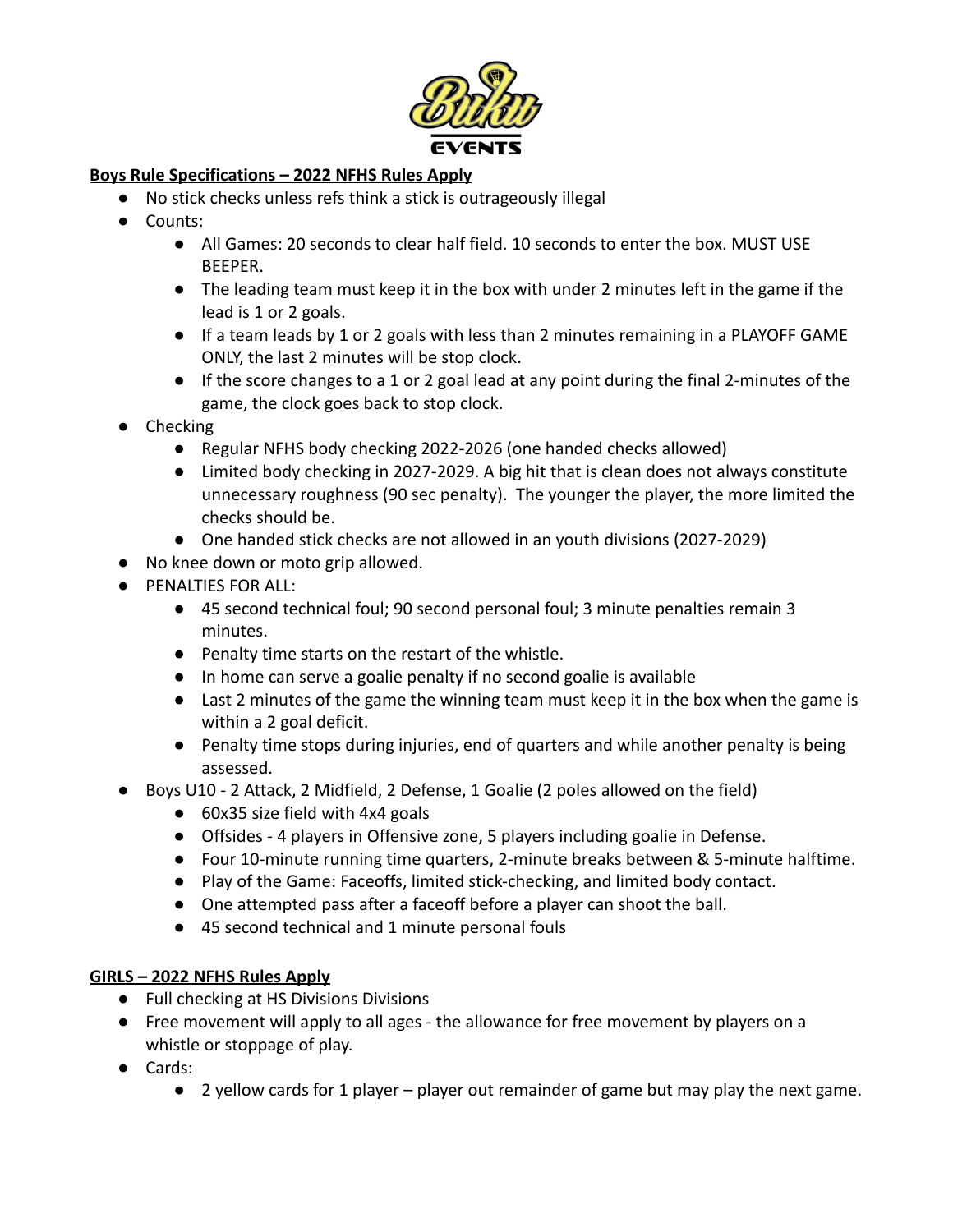**Boys Rule Specifications – 2022 NFHS Rules Apply**

- No stick checks unless refs think a stick is outrageously illegal
- Counts:
  - All Games: 20 seconds to clear half field. 10 seconds to enter the box. MUST USE BEEPER.
  - The leading team must keep it in the box with under 2 minutes left in the game if the lead is 1 or 2 goals.
  - If a team leads by 1 or 2 goals with less than 2 minutes remaining in a PLAYOFF GAME ONLY, the last 2 minutes will be stop clock.
  - If the score changes to a 1 or 2 goal lead at any point during the final 2-minutes of the game, the clock goes back to stop clock.
- Checking
  - Regular NFHS body checking 2022-2026 (one handed checks allowed)
  - Limited body checking in 2027-2029. A big hit that is clean does not always constitute unnecessary roughness (90 sec penalty). The younger the player, the more limited the checks should be.
  - One handed stick checks are not allowed in an youth divisions (2027-2029)
- No knee down or moto grip allowed.
- PENALTIES FOR ALL:
  - 45 second technical foul; 90 second personal foul; 3 minute penalties remain 3 minutes.
  - Penalty time starts on the restart of the whistle.
  - In home can serve a goalie penalty if no second goalie is available
  - Last 2 minutes of the game the winning team must keep it in the box when the game is within a 2 goal deficit.
  - Penalty time stops during injuries, end of quarters and while another penalty is being assessed.
- Boys U10 - 2 Attack, 2 Midfield, 2 Defense, 1 Goalie (2 poles allowed on the field)
  - 60x35 size field with 4x4 goals
  - Offsides - 4 players in Offensive zone, 5 players including goalie in Defense.
  - Four 10-minute running time quarters, 2-minute breaks between & 5-minute halftime.
  - Play of the Game: Faceoffs, limited stick-checking, and limited body contact.
  - One attempted pass after a faceoff before a player can shoot the ball.
  - 45 second technical and 1 minute personal fouls

**GIRLS – 2022 NFHS Rules Apply**

- Full checking at HS Divisions Divisions
- Free movement will apply to all ages - the allowance for free movement by players on a whistle or stoppage of play.
- Cards:
  - 2 yellow cards for 1 player – player out remainder of game but may play the next game.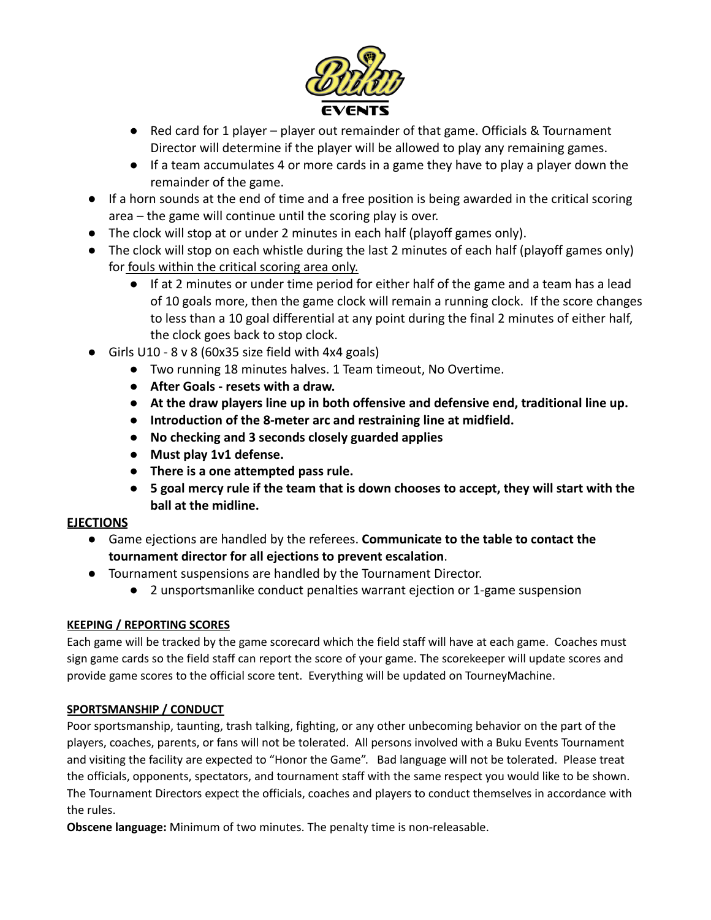- Red card for 1 player – player out remainder of that game. Officials & Tournament Director will determine if the player will be allowed to play any remaining games.
- If a team accumulates 4 or more cards in a game they have to play a player down the remainder of the game.

- If a horn sounds at the end of time and a free position is being awarded in the critical scoring area – the game will continue until the scoring play is over.
- The clock will stop at or under 2 minutes in each half (playoff games only).
- The clock will stop on each whistle during the last 2 minutes of each half (playoff games only) for fouls within the critical scoring area only.
  - If at 2 minutes or under time period for either half of the game and a team has a lead of 10 goals more, then the game clock will remain a running clock. If the score changes to less than a 10 goal differential at any point during the final 2 minutes of either half, the clock goes back to stop clock.
- Girls U10 - 8 v 8 (60x35 size field with 4x4 goals)
  - Two running 18 minutes halves. 1 Team timeout, No Overtime.
  - **After Goals - resets with a draw.**
  - **At the draw players line up in both offensive and defensive end, traditional line up.**
  - **Introduction of the 8-meter arc and restraining line at midfield.**
  - **No checking and 3 seconds closely guarded applies**
  - **Must play 1v1 defense.**
  - **There is a one attempted pass rule.**
  - **5 goal mercy rule if the team that is down chooses to accept, they will start with the ball at the midline.**

## EJECTIONS

- Game ejections are handled by the referees. **Communicate to the table to contact the tournament director for all ejections to prevent escalation**.
- Tournament suspensions are handled by the Tournament Director.
  - 2 unsportsmanlike conduct penalties warrant ejection or 1-game suspension

## KEEPING / REPORTING SCORES

Each game will be tracked by the game scorecard which the field staff will have at each game. Coaches must sign game cards so the field staff can report the score of your game. The scorekeeper will update scores and provide game scores to the official score tent. Everything will be updated on TourneyMachine.

## SPORTSMANSHIP / CONDUCT

Poor sportsmanship, taunting, trash talking, fighting, or any other unbecoming behavior on the part of the players, coaches, parents, or fans will not be tolerated. All persons involved with a Buku Events Tournament and visiting the facility are expected to "Honor the Game". Bad language will not be tolerated. Please treat the officials, opponents, spectators, and tournament staff with the same respect you would like to be shown. The Tournament Directors expect the officials, coaches and players to conduct themselves in accordance with the rules.

**Obscene language:** Minimum of two minutes. The penalty time is non-releasable.